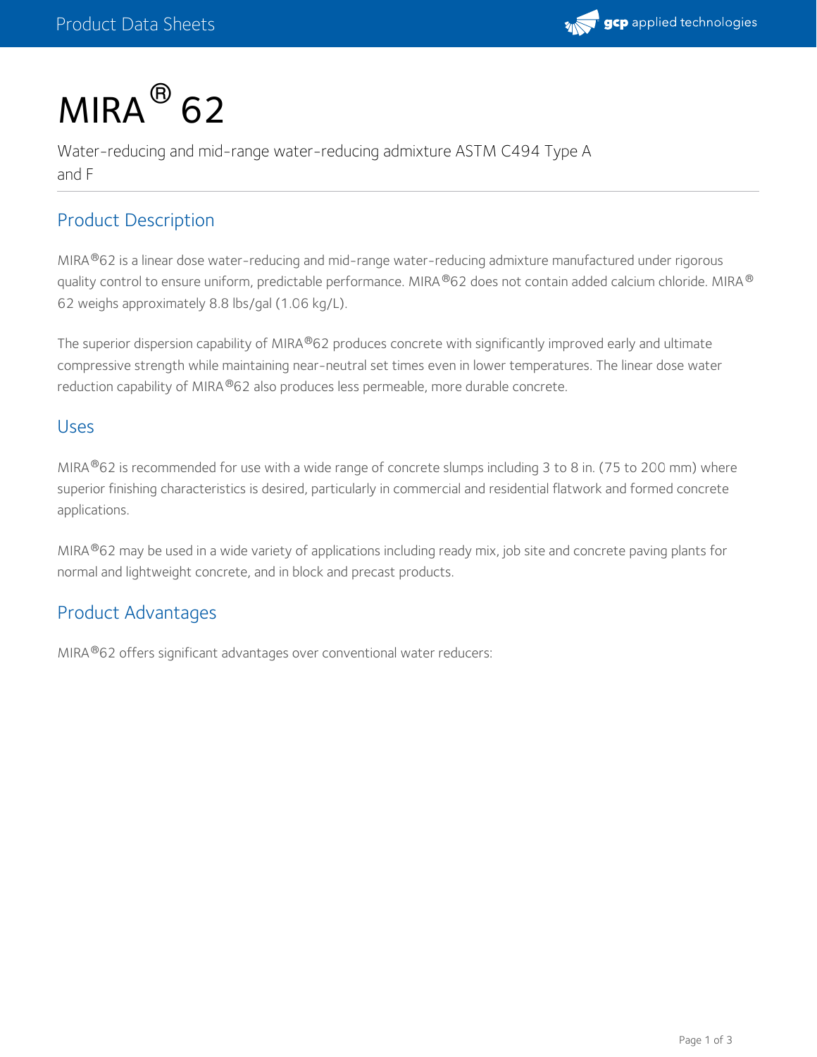# MIRA® 62

Water-reducing and mid-range water-reducing admixture ASTM C494 Type A and F

## Product Description

MIRA®62 is a linear dose water-reducing and mid-range water-reducing admixture manufactured under rigorous quality control to ensure uniform, predictable performance. MIRA®62 does not contain added calcium chloride. MIRA® 62 weighs approximately 8.8 lbs/gal (1.06 kg/L).

The superior dispersion capability of MIRA®62 produces concrete with significantly improved early and ultimate compressive strength while maintaining near-neutral set times even in lower temperatures. The linear dose water reduction capability of MIRA®62 also produces less permeable, more durable concrete.

## Uses

MIRA®62 is recommended for use with a wide range of concrete slumps including 3 to 8 in. (75 to 200 mm) where superior finishing characteristics is desired, particularly in commercial and residential flatwork and formed concrete applications.

MIRA®62 may be used in a wide variety of applications including ready mix, job site and concrete paving plants for normal and lightweight concrete, and in block and precast products.

## Product Advantages

MIRA®62 offers significant advantages over conventional water reducers: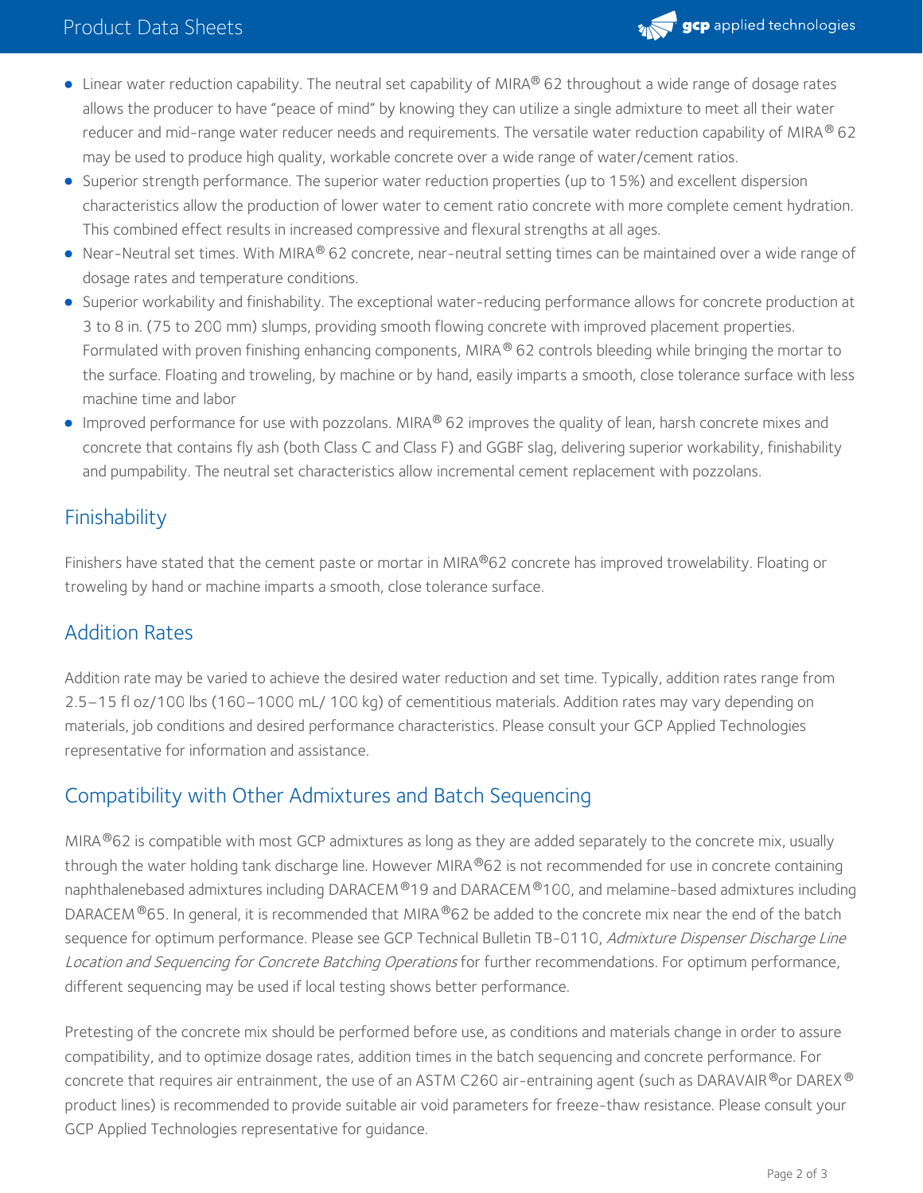- Linear water reduction capability. The neutral set capability of MIRA® 62 throughout a wide range of dosage rates allows the producer to have "peace of mind" by knowing they can utilize a single admixture to meet all their water reducer and mid-range water reducer needs and requirements. The versatile water reduction capability of MIRA® 62 may be used to produce high quality, workable concrete over a wide range of water/cement ratios.
- Superior strength performance. The superior water reduction properties (up to 15%) and excellent dispersion characteristics allow the production of lower water to cement ratio concrete with more complete cement hydration. This combined effect results in increased compressive and flexural strengths at all ages.
- Near-Neutral set times. With MIRA® 62 concrete, near-neutral setting times can be maintained over a wide range of dosage rates and temperature conditions.
- Superior workability and finishability. The exceptional water-reducing performance allows for concrete production at 3 to 8 in. (75 to 200 mm) slumps, providing smooth flowing concrete with improved placement properties. Formulated with proven finishing enhancing components, MIRA® 62 controls bleeding while bringing the mortar to the surface. Floating and troweling, by machine or by hand, easily imparts a smooth, close tolerance surface with less machine time and labor
- Improved performance for use with pozzolans. MIRA® 62 improves the quality of lean, harsh concrete mixes and concrete that contains fly ash (both Class C and Class F) and GGBF slag, delivering superior workability, finishability and pumpability. The neutral set characteristics allow incremental cement replacement with pozzolans.

## Finishability

Finishers have stated that the cement paste or mortar in MIRA®62 concrete has improved trowelability. Floating or troweling by hand or machine imparts a smooth, close tolerance surface.

## Addition Rates

Addition rate may be varied to achieve the desired water reduction and set time. Typically, addition rates range from 2.5–15 fl oz/100 lbs (160–1000 mL/ 100 kg) of cementitious materials. Addition rates may vary depending on materials, job conditions and desired performance characteristics. Please consult your GCP Applied Technologies representative for information and assistance.

## Compatibility with Other Admixtures and Batch Sequencing

MIRA®62 is compatible with most GCP admixtures as long as they are added separately to the concrete mix, usually through the water holding tank discharge line. However MIRA®62 is not recommended for use in concrete containing naphthalenebased admixtures including DARACEM®19 and DARACEM®100, and melamine-based admixtures including DARACEM®65. In general, it is recommended that MIRA®62 be added to the concrete mix near the end of the batch sequence for optimum performance. Please see GCP Technical Bulletin TB-0110, *Admixture Dispenser Discharge Line Location and Sequencing for Concrete Batching Operations* for further recommendations. For optimum performance, different sequencing may be used if local testing shows better performance.

Pretesting of the concrete mix should be performed before use, as conditions and materials change in order to assure compatibility, and to optimize dosage rates, addition times in the batch sequencing and concrete performance. For concrete that requires air entrainment, the use of an ASTM C260 air-entraining agent (such as DARAVAIR®or DAREX® product lines) is recommended to provide suitable air void parameters for freeze-thaw resistance. Please consult your GCP Applied Technologies representative for guidance.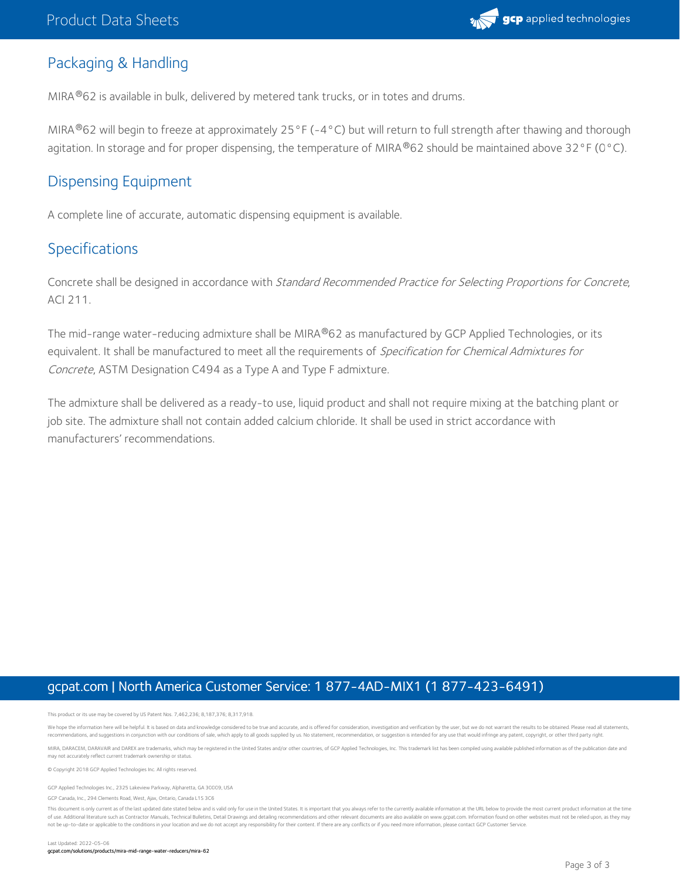## Packaging & Handling

MIRA®62 is available in bulk, delivered by metered tank trucks, or in totes and drums.

MIRA®62 will begin to freeze at approximately 25°F (-4°C) but will return to full strength after thawing and thorough agitation. In storage and for proper dispensing, the temperature of MIRA®62 should be maintained above 32°F (0°C).

## Dispensing Equipment

A complete line of accurate, automatic dispensing equipment is available.

## Specifications

Concrete shall be designed in accordance with *Standard Recommended Practice for Selecting Proportions for Concrete*, ACI 211.

The mid-range water-reducing admixture shall be MIRA®62 as manufactured by GCP Applied Technologies, or its equivalent. It shall be manufactured to meet all the requirements of *Specification for Chemical Admixtures for Concrete*, ASTM Designation C494 as a Type A and Type F admixture.

The admixture shall be delivered as a ready-to use, liquid product and shall not require mixing at the batching plant or job site. The admixture shall not contain added calcium chloride. It shall be used in strict accordance with manufacturers' recommendations.

gcpat.com | North America Customer Service: 1 877-4AD-MIX1 (1 877-423-6491)

This product or its use may be covered by US Patent Nos. 7,462,236; 8,187,376; 8,317,918.

We hope the information here will be helpful. It is based on data and knowledge considered to be true and accurate, and is offered for consideration, investigation and verification by the user, but we do not warrant the results to be obtained. Please read all statements, recommendations, and suggestions in conjunction with our conditions of sale, which apply to all goods supplied by us. No statement, recommendation, or suggestion is intended for any use that would infringe any patent, copyright, or other third party right.

MIRA, DARACEM, DARAVAIR and DAREX are trademarks, which may be registered in the United States and/or other countries, of GCP Applied Technologies, Inc. This trademark list has been compiled using available published information as of the publication date and may not accurately reflect current trademark ownership or status.

© Copyright 2018 GCP Applied Technologies Inc. All rights reserved.

GCP Applied Technologies Inc., 2325 Lakeview Parkway, Alpharetta, GA 30009, USA

GCP Canada, Inc., 294 Clements Road, West, Ajax, Ontario, Canada L1S 3C6

This document is only current as of the last updated date stated below and is valid only for use in the United States. It is important that you always refer to the currently available information at the URL below to provide the most current product information at the time of use. Additional literature such as Contractor Manuals, Technical Bulletins, Detail Drawings and detailing recommendations and other relevant documents are also available on www.gcpat.com. Information found on other websites must not be relied upon, as they may not be up-to-date or applicable to the conditions in your location and we do not accept any responsibility for their content. If there are any conflicts or if you need more information, please contact GCP Customer Service.

Last Updated: 2022-05-06
gcpat.com/solutions/products/mira-mid-range-water-reducers/mira-62